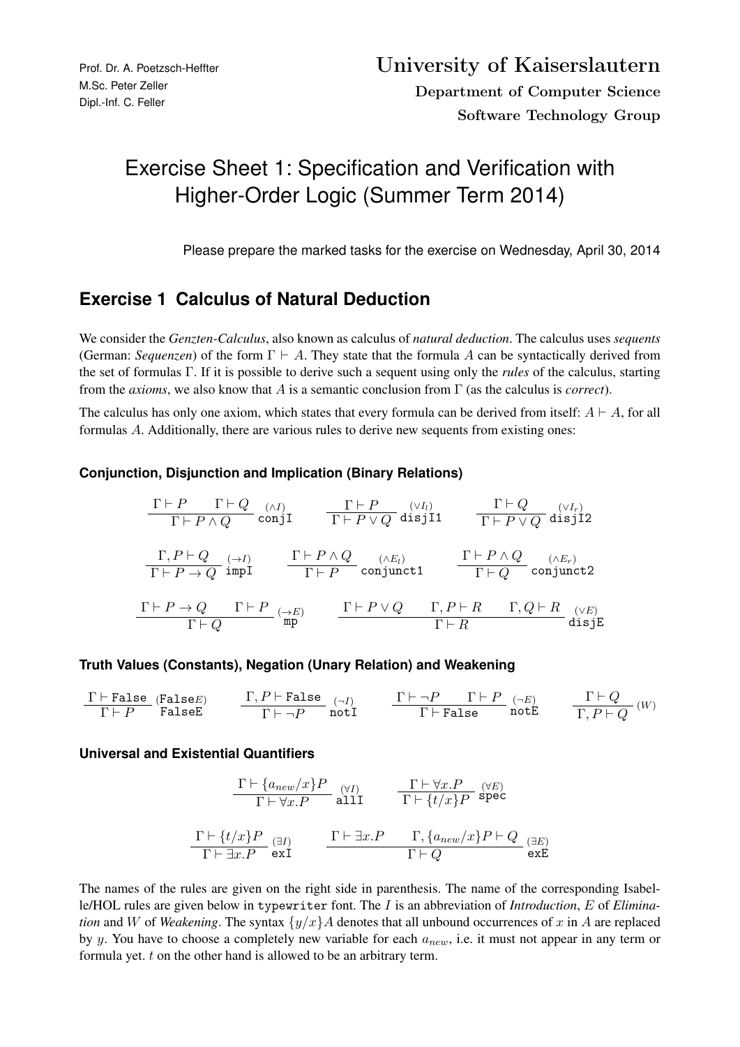Prof. Dr. A. Poetzsch-Heffter
M.Sc. Peter Zeller
Dipl.-Inf. C. Feller

**University of Kaiserslautern**

**Department of Computer Science**

**Software Technology Group**

# Exercise Sheet 1: Specification and Verification with Higher-Order Logic (Summer Term 2014)

Please prepare the marked tasks for the exercise on Wednesday, April 30, 2014

## Exercise 1 Calculus of Natural Deduction

We consider the *Genzten-Calculus*, also known as calculus of *natural deduction*. The calculus uses *sequents* (German: *Sequenzen*) of the form $\Gamma \vdash A$. They state that the formula $A$ can be syntactically derived from the set of formulas $\Gamma$. If it is possible to derive such a sequent using only the *rules* of the calculus, starting from the *axioms*, we also know that $A$ is a semantic conclusion from $\Gamma$ (as the calculus is *correct*).

The calculus has only one axiom, which states that every formula can be derived from itself: $A \vdash A$, for all formulas $A$. Additionally, there are various rules to derive new sequents from existing ones:

### Conjunction, Disjunction and Implication (Binary Relations)

$$\frac{\Gamma \vdash P \qquad \Gamma \vdash Q}{\Gamma \vdash P \wedge Q} \; {\scriptstyle (\wedge I)}\ \texttt{conjI} \qquad \frac{\Gamma \vdash P}{\Gamma \vdash P \vee Q} \; {\scriptstyle (\vee I_l)}\ \texttt{disjI1} \qquad \frac{\Gamma \vdash Q}{\Gamma \vdash P \vee Q} \; {\scriptstyle (\vee I_r)}\ \texttt{disjI2}$$

$$\frac{\Gamma, P \vdash Q}{\Gamma \vdash P \rightarrow Q} \; {\scriptstyle (\rightarrow I)}\ \texttt{impI} \qquad \frac{\Gamma \vdash P \wedge Q}{\Gamma \vdash P} \; {\scriptstyle (\wedge E_l)}\ \texttt{conjunct1} \qquad \frac{\Gamma \vdash P \wedge Q}{\Gamma \vdash Q} \; {\scriptstyle (\wedge E_r)}\ \texttt{conjunct2}$$

$$\frac{\Gamma \vdash P \rightarrow Q \qquad \Gamma \vdash P}{\Gamma \vdash Q} \; {\scriptstyle (\rightarrow E)}\ \texttt{mp} \qquad \frac{\Gamma \vdash P \vee Q \qquad \Gamma, P \vdash R \qquad \Gamma, Q \vdash R}{\Gamma \vdash R} \; {\scriptstyle (\vee E)}\ \texttt{disjE}$$

### Truth Values (Constants), Negation (Unary Relation) and Weakening

$$\frac{\Gamma \vdash \texttt{False}}{\Gamma \vdash P} \; {\scriptstyle (\texttt{False}E)}\ \texttt{FalseE} \qquad \frac{\Gamma, P \vdash \texttt{False}}{\Gamma \vdash \neg P} \; {\scriptstyle (\neg I)}\ \texttt{notI} \qquad \frac{\Gamma \vdash \neg P \qquad \Gamma \vdash P}{\Gamma \vdash \texttt{False}} \; {\scriptstyle (\neg E)}\ \texttt{notE} \qquad \frac{\Gamma \vdash Q}{\Gamma, P \vdash Q} \; {\scriptstyle (W)}$$

### Universal and Existential Quantifiers

$$\frac{\Gamma \vdash \{a_{new}/x\}P}{\Gamma \vdash \forall x.P} \; {\scriptstyle (\forall I)}\ \texttt{allI} \qquad \frac{\Gamma \vdash \forall x.P}{\Gamma \vdash \{t/x\}P} \; {\scriptstyle (\forall E)}\ \texttt{spec}$$

$$\frac{\Gamma \vdash \{t/x\}P}{\Gamma \vdash \exists x.P} \; {\scriptstyle (\exists I)}\ \texttt{exI} \qquad \frac{\Gamma \vdash \exists x.P \qquad \Gamma, \{a_{new}/x\}P \vdash Q}{\Gamma \vdash Q} \; {\scriptstyle (\exists E)}\ \texttt{exE}$$

The names of the rules are given on the right side in parenthesis. The name of the corresponding Isabelle/HOL rules are given below in `typewriter` font. The $I$ is an abbreviation of *Introduction*, $E$ of *Elimination* and $W$ of *Weakening*. The syntax $\{y/x\}A$ denotes that all unbound occurrences of $x$ in $A$ are replaced by $y$. You have to choose a completely new variable for each $a_{new}$, i.e. it must not appear in any term or formula yet. $t$ on the other hand is allowed to be an arbitrary term.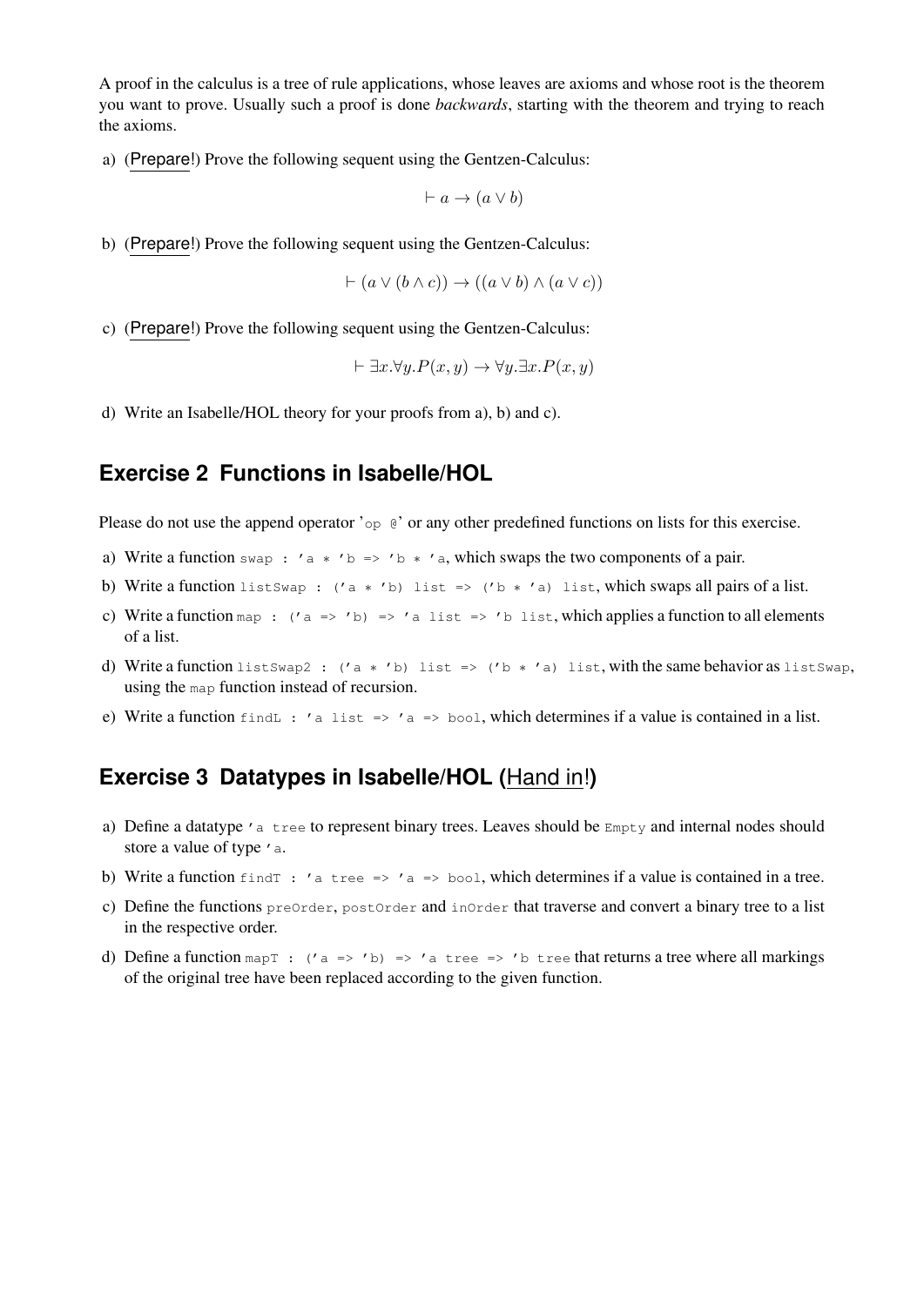A proof in the calculus is a tree of rule applications, whose leaves are axioms and whose root is the theorem you want to prove. Usually such a proof is done *backwards*, starting with the theorem and trying to reach the axioms.

a) (Prepare!) Prove the following sequent using the Gentzen-Calculus:

$$\vdash a \rightarrow (a \vee b)$$

b) (Prepare!) Prove the following sequent using the Gentzen-Calculus:

$$\vdash (a \vee (b \wedge c)) \rightarrow ((a \vee b) \wedge (a \vee c))$$

c) (Prepare!) Prove the following sequent using the Gentzen-Calculus:

$$\vdash \exists x. \forall y. P(x, y) \rightarrow \forall y. \exists x. P(x, y)$$

d) Write an Isabelle/HOL theory for your proofs from a), b) and c).

## Exercise 2 Functions in Isabelle/HOL

Please do not use the append operator '`op @`' or any other predefined functions on lists for this exercise.

a) Write a function `swap : 'a * 'b => 'b * 'a`, which swaps the two components of a pair.

b) Write a function `listSwap : ('a * 'b) list => ('b * 'a) list`, which swaps all pairs of a list.

c) Write a function `map : ('a => 'b) => 'a list => 'b list`, which applies a function to all elements of a list.

d) Write a function `listSwap2 : ('a * 'b) list => ('b * 'a) list`, with the same behavior as `listSwap`, using the `map` function instead of recursion.

e) Write a function `findL : 'a list => 'a => bool`, which determines if a value is contained in a list.

## Exercise 3 Datatypes in Isabelle/HOL (Hand in!)

a) Define a datatype `'a tree` to represent binary trees. Leaves should be `Empty` and internal nodes should store a value of type `'a`.

b) Write a function `findT : 'a tree => 'a => bool`, which determines if a value is contained in a tree.

c) Define the functions `preOrder`, `postOrder` and `inOrder` that traverse and convert a binary tree to a list in the respective order.

d) Define a function `mapT : ('a => 'b) => 'a tree => 'b tree` that returns a tree where all markings of the original tree have been replaced according to the given function.